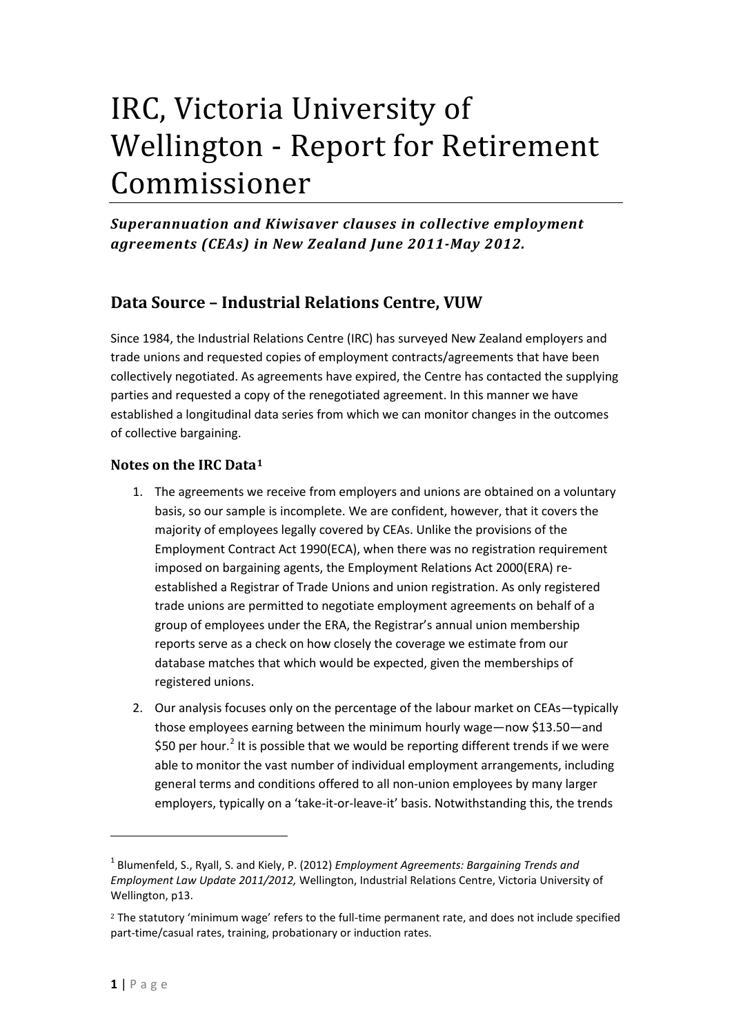# IRC, Victoria University of Wellington - Report for Retirement Commissioner

***Superannuation and Kiwisaver clauses in collective employment agreements (CEAs) in New Zealand June 2011-May 2012.***

## Data Source – Industrial Relations Centre, VUW

Since 1984, the Industrial Relations Centre (IRC) has surveyed New Zealand employers and trade unions and requested copies of employment contracts/agreements that have been collectively negotiated. As agreements have expired, the Centre has contacted the supplying parties and requested a copy of the renegotiated agreement. In this manner we have established a longitudinal data series from which we can monitor changes in the outcomes of collective bargaining.

### Notes on the IRC Data[1]

1. The agreements we receive from employers and unions are obtained on a voluntary basis, so our sample is incomplete. We are confident, however, that it covers the majority of employees legally covered by CEAs. Unlike the provisions of the Employment Contract Act 1990(ECA), when there was no registration requirement imposed on bargaining agents, the Employment Relations Act 2000(ERA) re-established a Registrar of Trade Unions and union registration. As only registered trade unions are permitted to negotiate employment agreements on behalf of a group of employees under the ERA, the Registrar's annual union membership reports serve as a check on how closely the coverage we estimate from our database matches that which would be expected, given the memberships of registered unions.
2. Our analysis focuses only on the percentage of the labour market on CEAs—typically those employees earning between the minimum hourly wage—now $13.50—and $50 per hour.[2] It is possible that we would be reporting different trends if we were able to monitor the vast number of individual employment arrangements, including general terms and conditions offered to all non-union employees by many larger employers, typically on a 'take-it-or-leave-it' basis. Notwithstanding this, the trends

---

[1] Blumenfeld, S., Ryall, S. and Kiely, P. (2012) *Employment Agreements: Bargaining Trends and Employment Law Update 2011/2012,* Wellington, Industrial Relations Centre, Victoria University of Wellington, p13.

[2] The statutory 'minimum wage' refers to the full-time permanent rate, and does not include specified part-time/casual rates, training, probationary or induction rates.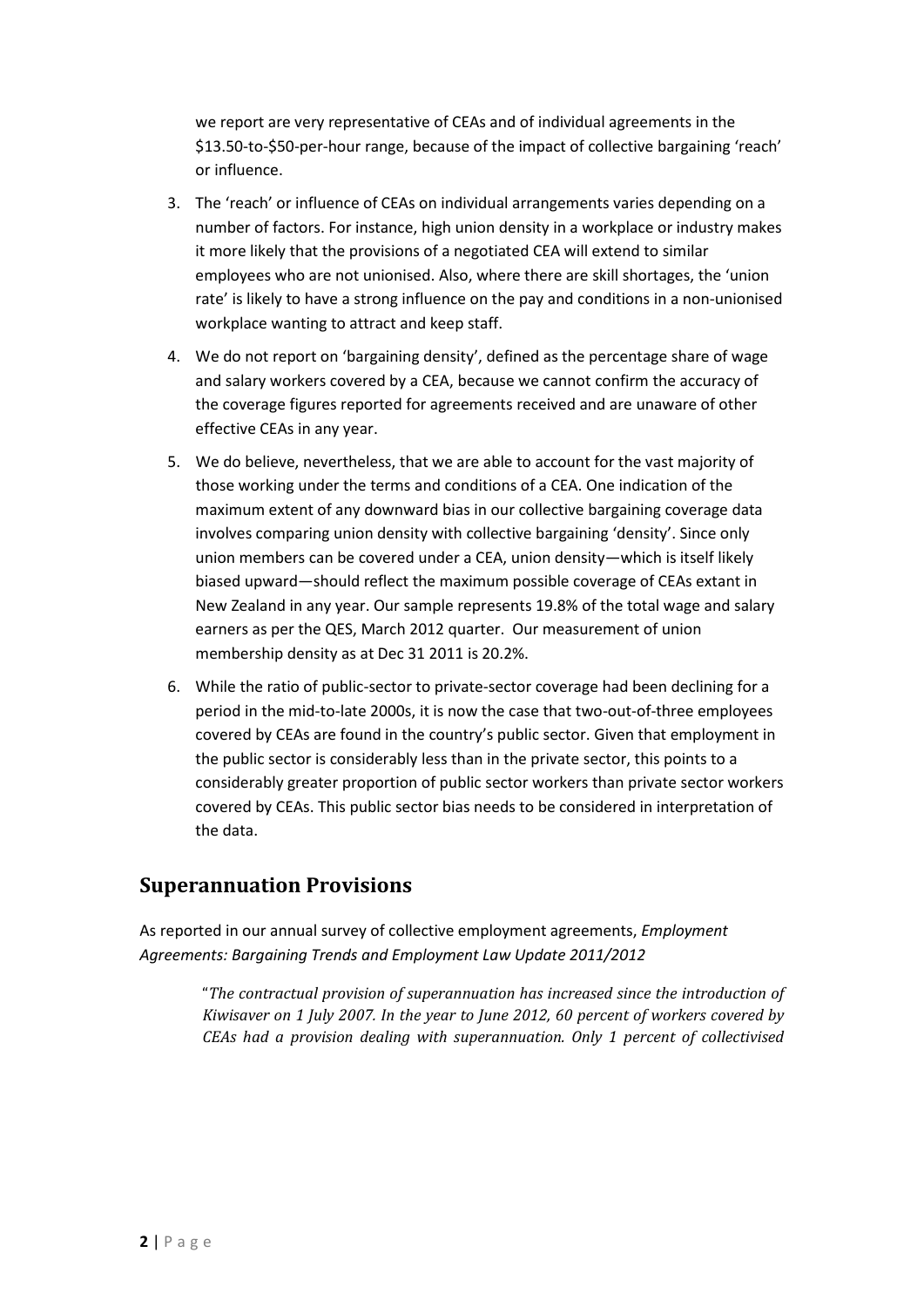we report are very representative of CEAs and of individual agreements in the $13.50-to-$50-per-hour range, because of the impact of collective bargaining 'reach' or influence.

3. The 'reach' or influence of CEAs on individual arrangements varies depending on a number of factors. For instance, high union density in a workplace or industry makes it more likely that the provisions of a negotiated CEA will extend to similar employees who are not unionised. Also, where there are skill shortages, the 'union rate' is likely to have a strong influence on the pay and conditions in a non-unionised workplace wanting to attract and keep staff.
4. We do not report on 'bargaining density', defined as the percentage share of wage and salary workers covered by a CEA, because we cannot confirm the accuracy of the coverage figures reported for agreements received and are unaware of other effective CEAs in any year.
5. We do believe, nevertheless, that we are able to account for the vast majority of those working under the terms and conditions of a CEA. One indication of the maximum extent of any downward bias in our collective bargaining coverage data involves comparing union density with collective bargaining 'density'. Since only union members can be covered under a CEA, union density—which is itself likely biased upward—should reflect the maximum possible coverage of CEAs extant in New Zealand in any year. Our sample represents 19.8% of the total wage and salary earners as per the QES, March 2012 quarter. Our measurement of union membership density as at Dec 31 2011 is 20.2%.
6. While the ratio of public-sector to private-sector coverage had been declining for a period in the mid-to-late 2000s, it is now the case that two-out-of-three employees covered by CEAs are found in the country's public sector. Given that employment in the public sector is considerably less than in the private sector, this points to a considerably greater proportion of public sector workers than private sector workers covered by CEAs. This public sector bias needs to be considered in interpretation of the data.

## Superannuation Provisions

As reported in our annual survey of collective employment agreements, *Employment Agreements: Bargaining Trends and Employment Law Update 2011/2012*

> "*The contractual provision of superannuation has increased since the introduction of Kiwisaver on 1 July 2007. In the year to June 2012, 60 percent of workers covered by CEAs had a provision dealing with superannuation. Only 1 percent of collectivised*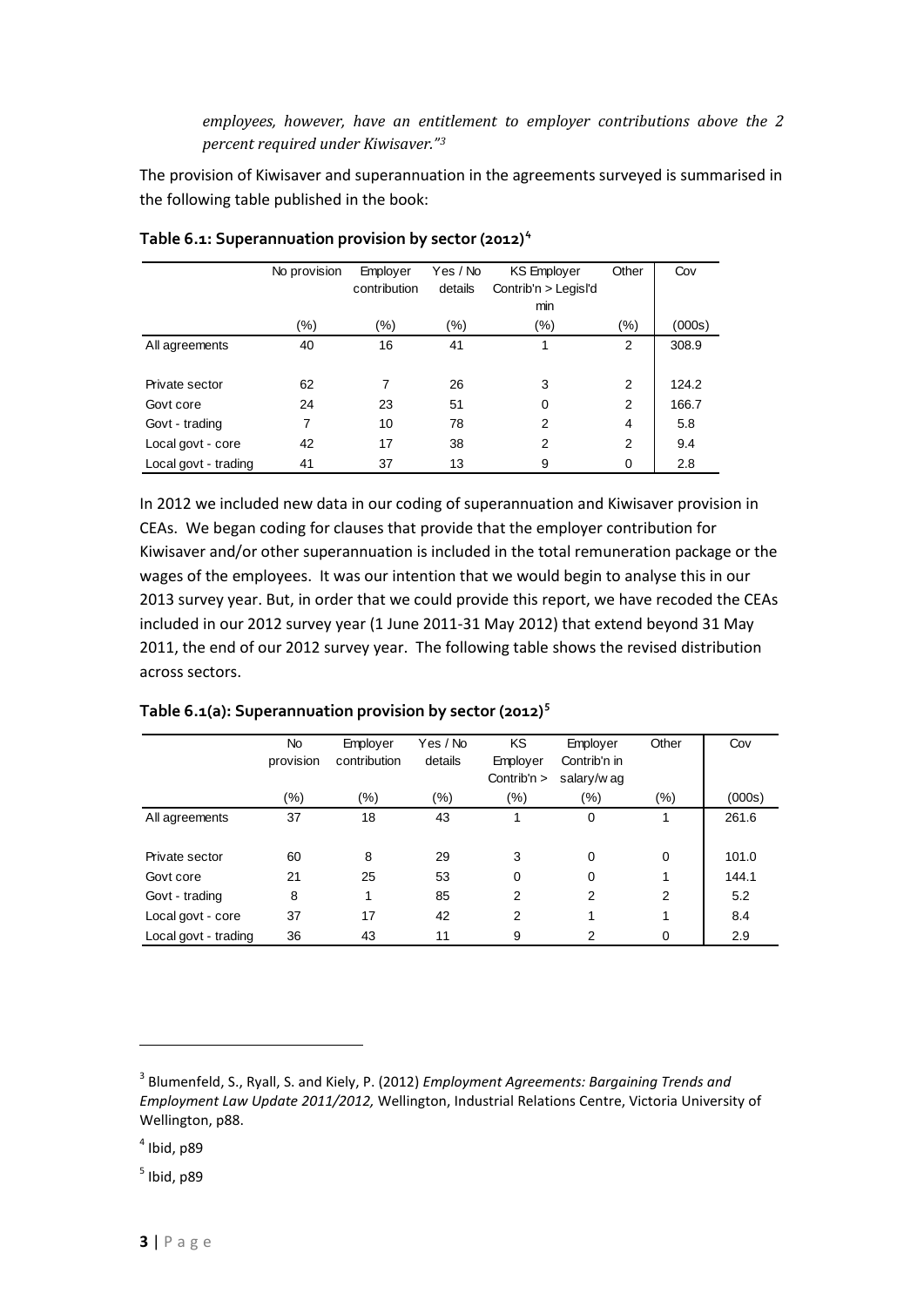*employees, however, have an entitlement to employer contributions above the 2 percent required under Kiwisaver."[3]*

The provision of Kiwisaver and superannuation in the agreements surveyed is summarised in the following table published in the book:

**Table 6.1: Superannuation provision by sector (2012)[4]**

| | No provision | Employer contribution | Yes / No details | KS Employer Contrib'n > Legisl'd min | Other | Cov |
|---|---|---|---|---|---|---|
| | (%) | (%) | (%) | (%) | (%) | (000s) |
| All agreements | 40 | 16 | 41 | 1 | 2 | 308.9 |
| Private sector | 62 | 7 | 26 | 3 | 2 | 124.2 |
| Govt core | 24 | 23 | 51 | 0 | 2 | 166.7 |
| Govt - trading | 7 | 10 | 78 | 2 | 4 | 5.8 |
| Local govt - core | 42 | 17 | 38 | 2 | 2 | 9.4 |
| Local govt - trading | 41 | 37 | 13 | 9 | 0 | 2.8 |

In 2012 we included new data in our coding of superannuation and Kiwisaver provision in CEAs. We began coding for clauses that provide that the employer contribution for Kiwisaver and/or other superannuation is included in the total remuneration package or the wages of the employees. It was our intention that we would begin to analyse this in our 2013 survey year. But, in order that we could provide this report, we have recoded the CEAs included in our 2012 survey year (1 June 2011-31 May 2012) that extend beyond 31 May 2011, the end of our 2012 survey year. The following table shows the revised distribution across sectors.

**Table 6.1(a): Superannuation provision by sector (2012)[5]**

| | No provision | Employer contribution | Yes / No details | KS Employer Contrib'n > | Employer Contrib'n in salary/w ag | Other | Cov |
|---|---|---|---|---|---|---|---|
| | (%) | (%) | (%) | (%) | (%) | (%) | (000s) |
| All agreements | 37 | 18 | 43 | 1 | 0 | 1 | 261.6 |
| Private sector | 60 | 8 | 29 | 3 | 0 | 0 | 101.0 |
| Govt core | 21 | 25 | 53 | 0 | 0 | 1 | 144.1 |
| Govt - trading | 8 | 1 | 85 | 2 | 2 | 2 | 5.2 |
| Local govt - core | 37 | 17 | 42 | 2 | 1 | 1 | 8.4 |
| Local govt - trading | 36 | 43 | 11 | 9 | 2 | 0 | 2.9 |

---

[3] Blumenfeld, S., Ryall, S. and Kiely, P. (2012) *Employment Agreements: Bargaining Trends and Employment Law Update 2011/2012,* Wellington, Industrial Relations Centre, Victoria University of Wellington, p88.

[4] Ibid, p89

[5] Ibid, p89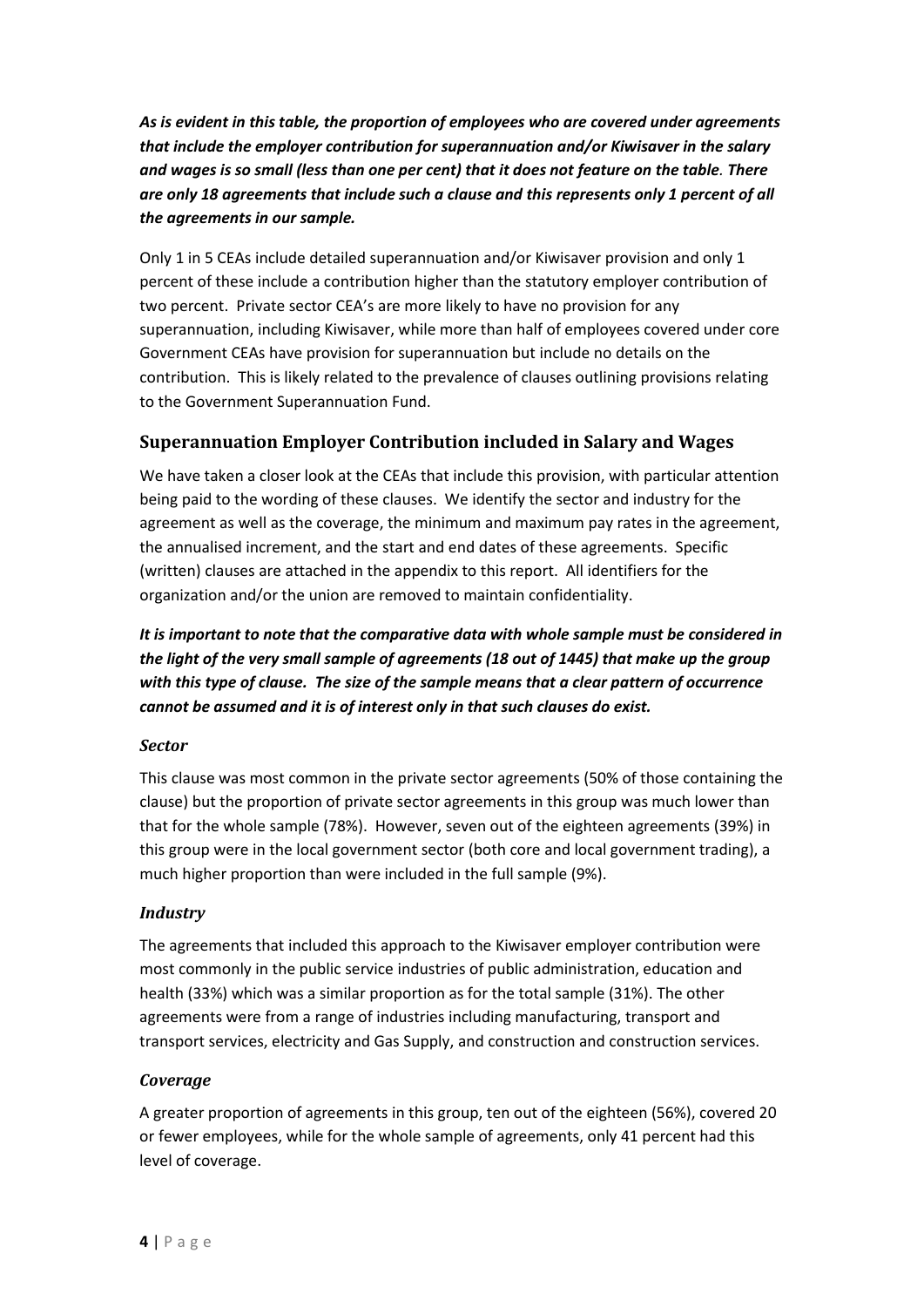***As is evident in this table, the proportion of employees who are covered under agreements that include the employer contribution for superannuation and/or Kiwisaver in the salary and wages is so small (less than one per cent) that it does not feature on the table. There are only 18 agreements that include such a clause and this represents only 1 percent of all the agreements in our sample.***

Only 1 in 5 CEAs include detailed superannuation and/or Kiwisaver provision and only 1 percent of these include a contribution higher than the statutory employer contribution of two percent. Private sector CEA's are more likely to have no provision for any superannuation, including Kiwisaver, while more than half of employees covered under core Government CEAs have provision for superannuation but include no details on the contribution. This is likely related to the prevalence of clauses outlining provisions relating to the Government Superannuation Fund.

## Superannuation Employer Contribution included in Salary and Wages

We have taken a closer look at the CEAs that include this provision, with particular attention being paid to the wording of these clauses. We identify the sector and industry for the agreement as well as the coverage, the minimum and maximum pay rates in the agreement, the annualised increment, and the start and end dates of these agreements. Specific (written) clauses are attached in the appendix to this report. All identifiers for the organization and/or the union are removed to maintain confidentiality.

***It is important to note that the comparative data with whole sample must be considered in the light of the very small sample of agreements (18 out of 1445) that make up the group with this type of clause. The size of the sample means that a clear pattern of occurrence cannot be assumed and it is of interest only in that such clauses do exist.***

### *Sector*

This clause was most common in the private sector agreements (50% of those containing the clause) but the proportion of private sector agreements in this group was much lower than that for the whole sample (78%). However, seven out of the eighteen agreements (39%) in this group were in the local government sector (both core and local government trading), a much higher proportion than were included in the full sample (9%).

### *Industry*

The agreements that included this approach to the Kiwisaver employer contribution were most commonly in the public service industries of public administration, education and health (33%) which was a similar proportion as for the total sample (31%). The other agreements were from a range of industries including manufacturing, transport and transport services, electricity and Gas Supply, and construction and construction services.

### *Coverage*

A greater proportion of agreements in this group, ten out of the eighteen (56%), covered 20 or fewer employees, while for the whole sample of agreements, only 41 percent had this level of coverage.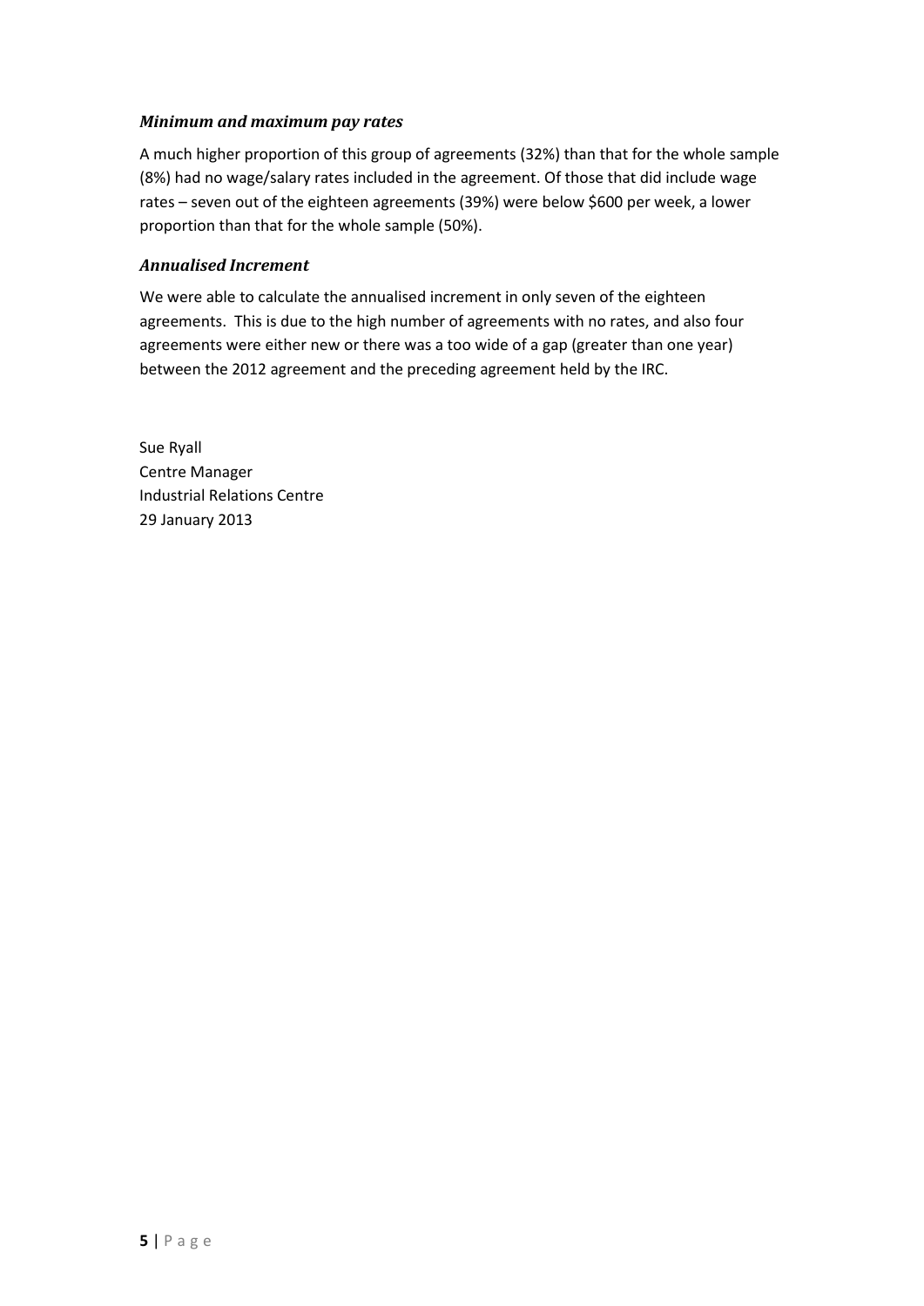### *Minimum and maximum pay rates*

A much higher proportion of this group of agreements (32%) than that for the whole sample (8%) had no wage/salary rates included in the agreement. Of those that did include wage rates – seven out of the eighteen agreements (39%) were below $600 per week, a lower proportion than that for the whole sample (50%).

### *Annualised Increment*

We were able to calculate the annualised increment in only seven of the eighteen agreements. This is due to the high number of agreements with no rates, and also four agreements were either new or there was a too wide of a gap (greater than one year) between the 2012 agreement and the preceding agreement held by the IRC.

Sue Ryall
Centre Manager
Industrial Relations Centre
29 January 2013